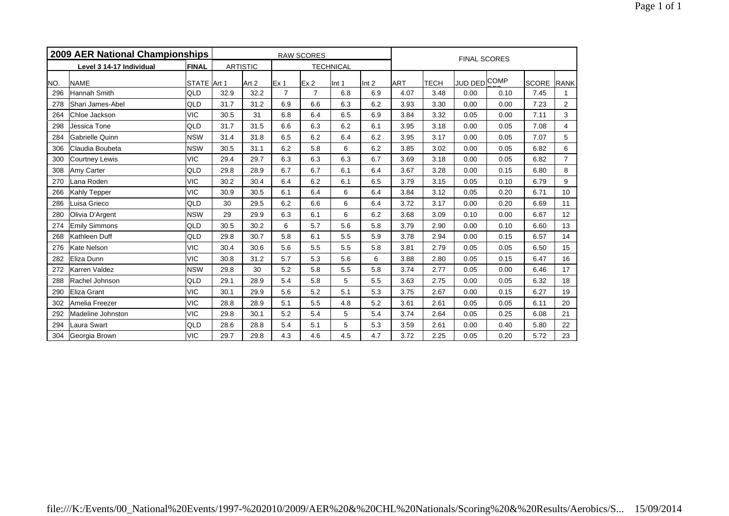| 2009 AER National Championships | | | RAW SCORES | | | | | | FINAL SCORES | | | | | |
|---|---|---|---|---|---|---|---|---|---|---|---|---|---|---|
| Level 3 14-17 Individual | | FINAL | ARTISTIC | | TECHNICAL | | | | | | | | | |
| NO. | NAME | STATE | Art 1 | Art 2 | Ex 1 | Ex 2 | Int 1 | Int 2 | ART | TECH | JUD DED | COMP DED | SCORE | RANK |
| 296 | Hannah Smith | QLD | 32.9 | 32.2 | 7 | 7 | 6.8 | 6.9 | 4.07 | 3.48 | 0.00 | 0.10 | 7.45 | 1 |
| 278 | Shari James-Abel | QLD | 31.7 | 31.2 | 6.9 | 6.6 | 6.3 | 6.2 | 3.93 | 3.30 | 0.00 | 0.00 | 7.23 | 2 |
| 264 | Chloe Jackson | VIC | 30.5 | 31 | 6.8 | 6.4 | 6.5 | 6.9 | 3.84 | 3.32 | 0.05 | 0.00 | 7.11 | 3 |
| 298 | Jessica Tone | QLD | 31.7 | 31.5 | 6.6 | 6.3 | 6.2 | 6.1 | 3.95 | 3.18 | 0.00 | 0.05 | 7.08 | 4 |
| 284 | Gabrielle Quinn | NSW | 31.4 | 31.8 | 6.5 | 6.2 | 6.4 | 6.2 | 3.95 | 3.17 | 0.00 | 0.05 | 7.07 | 5 |
| 306 | Claudia Boubeta | NSW | 30.5 | 31.1 | 6.2 | 5.8 | 6 | 6.2 | 3.85 | 3.02 | 0.00 | 0.05 | 6.82 | 6 |
| 300 | Courtney Lewis | VIC | 29.4 | 29.7 | 6.3 | 6.3 | 6.3 | 6.7 | 3.69 | 3.18 | 0.00 | 0.05 | 6.82 | 7 |
| 308 | Amy Carter | QLD | 29.8 | 28.9 | 6.7 | 6.7 | 6.1 | 6.4 | 3.67 | 3.28 | 0.00 | 0.15 | 6.80 | 8 |
| 270 | Lana Roden | VIC | 30.2 | 30.4 | 6.4 | 6.2 | 6.1 | 6.5 | 3.79 | 3.15 | 0.05 | 0.10 | 6.79 | 9 |
| 266 | Kahly Tepper | VIC | 30.9 | 30.5 | 6.1 | 6.4 | 6 | 6.4 | 3.84 | 3.12 | 0.05 | 0.20 | 6.71 | 10 |
| 286 | Luisa Grieco | QLD | 30 | 29.5 | 6.2 | 6.6 | 6 | 6.4 | 3.72 | 3.17 | 0.00 | 0.20 | 6.69 | 11 |
| 280 | Olivia D'Argent | NSW | 29 | 29.9 | 6.3 | 6.1 | 6 | 6.2 | 3.68 | 3.09 | 0.10 | 0.00 | 6.67 | 12 |
| 274 | Emily Simmons | QLD | 30.5 | 30.2 | 6 | 5.7 | 5.6 | 5.8 | 3.79 | 2.90 | 0.00 | 0.10 | 6.60 | 13 |
| 268 | Kathleen Duff | QLD | 29.8 | 30.7 | 5.8 | 6.1 | 5.5 | 5.9 | 3.78 | 2.94 | 0.00 | 0.15 | 6.57 | 14 |
| 276 | Kate Nelson | VIC | 30.4 | 30.6 | 5.6 | 5.5 | 5.5 | 5.8 | 3.81 | 2.79 | 0.05 | 0.05 | 6.50 | 15 |
| 282 | Eliza Dunn | VIC | 30.8 | 31.2 | 5.7 | 5.3 | 5.6 | 6 | 3.88 | 2.80 | 0.05 | 0.15 | 6.47 | 16 |
| 272 | Karren Valdez | NSW | 29.8 | 30 | 5.2 | 5.8 | 5.5 | 5.8 | 3.74 | 2.77 | 0.05 | 0.00 | 6.46 | 17 |
| 288 | Rachel Johnson | QLD | 29.1 | 28.9 | 5.4 | 5.8 | 5 | 5.5 | 3.63 | 2.75 | 0.00 | 0.05 | 6.32 | 18 |
| 290 | Eliza Grant | VIC | 30.1 | 29.9 | 5.6 | 5.2 | 5.1 | 5.3 | 3.75 | 2.67 | 0.00 | 0.15 | 6.27 | 19 |
| 302 | Amelia Freezer | VIC | 28.8 | 28.9 | 5.1 | 5.5 | 4.8 | 5.2 | 3.61 | 2.61 | 0.05 | 0.05 | 6.11 | 20 |
| 292 | Madeline Johnston | VIC | 29.8 | 30.1 | 5.2 | 5.4 | 5 | 5.4 | 3.74 | 2.64 | 0.05 | 0.25 | 6.08 | 21 |
| 294 | Laura Swart | QLD | 28.6 | 28.8 | 5.4 | 5.1 | 5 | 5.3 | 3.59 | 2.61 | 0.00 | 0.40 | 5.80 | 22 |
| 304 | Georgia Brown | VIC | 29.7 | 29.8 | 4.3 | 4.6 | 4.5 | 4.7 | 3.72 | 2.25 | 0.05 | 0.20 | 5.72 | 23 |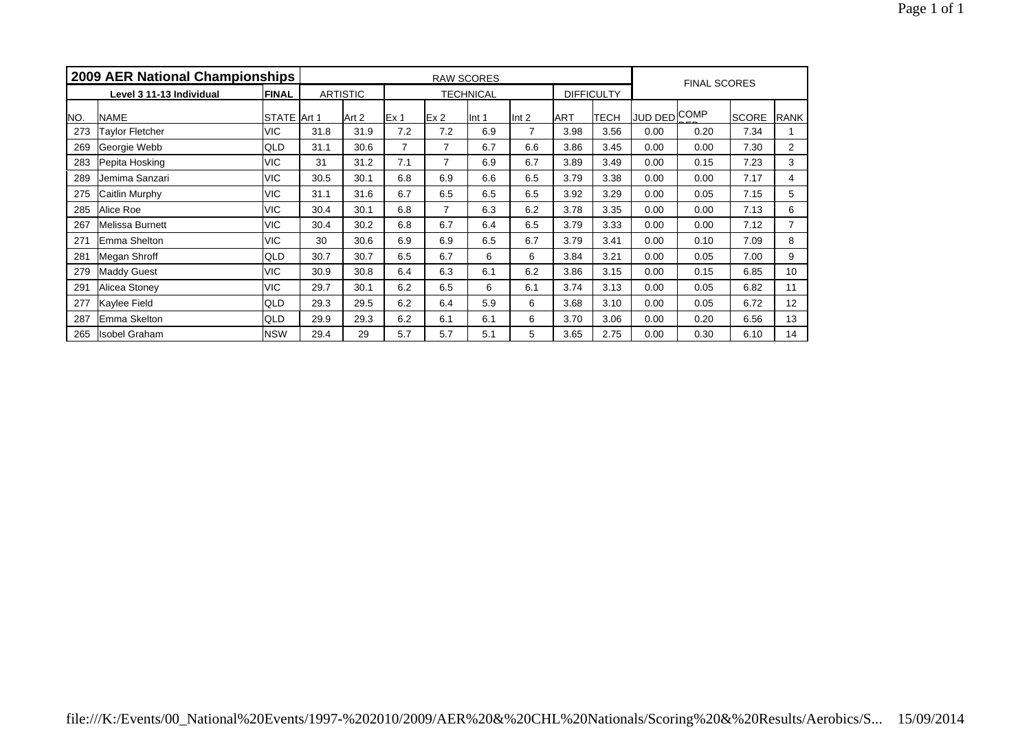| 2009 AER National Championships | | | RAW SCORES | | | | | | | | | FINAL SCORES | | | |
|---|---|---|---|---|---|---|---|---|---|---|---|---|---|---|---|
| Level 3 11-13 Individual | | FINAL | ARTISTIC | | TECHNICAL | | | | DIFFICULTY | | | | | | |
| NO. | NAME | STATE | Art 1 | Art 2 | Ex 1 | Ex 2 | Int 1 | Int 2 | ART | TECH | JUD DED | COMP DED | SCORE | RANK |
| 273 | Taylor Fletcher | VIC | 31.8 | 31.9 | 7.2 | 7.2 | 6.9 | 7 | 3.98 | 3.56 | 0.00 | 0.20 | 7.34 | 1 |
| 269 | Georgie Webb | QLD | 31.1 | 30.6 | 7 | 7 | 6.7 | 6.6 | 3.86 | 3.45 | 0.00 | 0.00 | 7.30 | 2 |
| 283 | Pepita Hosking | VIC | 31 | 31.2 | 7.1 | 7 | 6.9 | 6.7 | 3.89 | 3.49 | 0.00 | 0.15 | 7.23 | 3 |
| 289 | Jemima Sanzari | VIC | 30.5 | 30.1 | 6.8 | 6.9 | 6.6 | 6.5 | 3.79 | 3.38 | 0.00 | 0.00 | 7.17 | 4 |
| 275 | Caitlin Murphy | VIC | 31.1 | 31.6 | 6.7 | 6.5 | 6.5 | 6.5 | 3.92 | 3.29 | 0.00 | 0.05 | 7.15 | 5 |
| 285 | Alice Roe | VIC | 30.4 | 30.1 | 6.8 | 7 | 6.3 | 6.2 | 3.78 | 3.35 | 0.00 | 0.00 | 7.13 | 6 |
| 267 | Melissa Burnett | VIC | 30.4 | 30.2 | 6.8 | 6.7 | 6.4 | 6.5 | 3.79 | 3.33 | 0.00 | 0.00 | 7.12 | 7 |
| 271 | Emma Shelton | VIC | 30 | 30.6 | 6.9 | 6.9 | 6.5 | 6.7 | 3.79 | 3.41 | 0.00 | 0.10 | 7.09 | 8 |
| 281 | Megan Shroff | QLD | 30.7 | 30.7 | 6.5 | 6.7 | 6 | 6 | 3.84 | 3.21 | 0.00 | 0.05 | 7.00 | 9 |
| 279 | Maddy Guest | VIC | 30.9 | 30.8 | 6.4 | 6.3 | 6.1 | 6.2 | 3.86 | 3.15 | 0.00 | 0.15 | 6.85 | 10 |
| 291 | Alicea Stoney | VIC | 29.7 | 30.1 | 6.2 | 6.5 | 6 | 6.1 | 3.74 | 3.13 | 0.00 | 0.05 | 6.82 | 11 |
| 277 | Kaylee Field | QLD | 29.3 | 29.5 | 6.2 | 6.4 | 5.9 | 6 | 3.68 | 3.10 | 0.00 | 0.05 | 6.72 | 12 |
| 287 | Emma Skelton | QLD | 29.9 | 29.3 | 6.2 | 6.1 | 6.1 | 6 | 3.70 | 3.06 | 0.00 | 0.20 | 6.56 | 13 |
| 265 | Isobel Graham | NSW | 29.4 | 29 | 5.7 | 5.7 | 5.1 | 5 | 3.65 | 2.75 | 0.00 | 0.30 | 6.10 | 14 |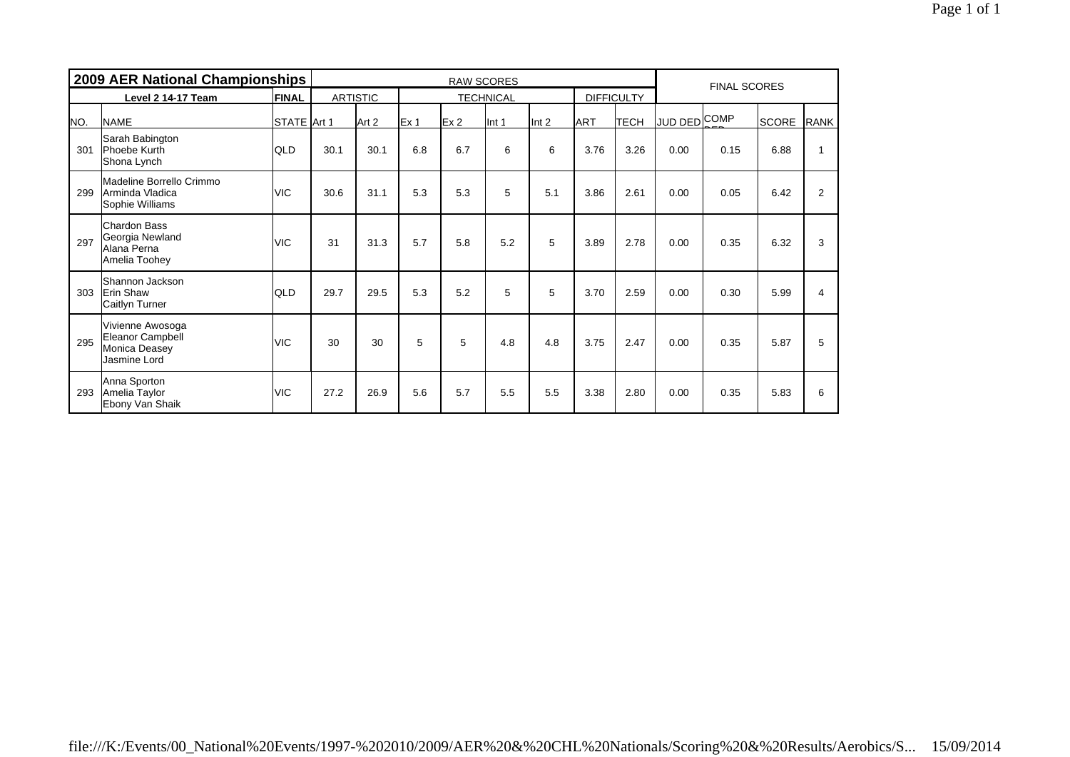| 2009 AER National Championships | | | RAW SCORES | | | | | | | | FINAL SCORES | | | |
|---|---|---|---|---|---|---|---|---|---|---|---|---|---|---|
| Level 2 14-17 Team | | FINAL | ARTISTIC | | TECHNICAL | | | | DIFFICULTY | | | | | |
| NO. | NAME | STATE | Art 1 | Art 2 | Ex 1 | Ex 2 | Int 1 | Int 2 | ART | TECH | JUD DED | COMP DED | SCORE | RANK |
| 301 | Sarah Babington<br>Phoebe Kurth<br>Shona Lynch | QLD | 30.1 | 30.1 | 6.8 | 6.7 | 6 | 6 | 3.76 | 3.26 | 0.00 | 0.15 | 6.88 | 1 |
| 299 | Madeline Borrello Crimmo<br>Arminda Vladica<br>Sophie Williams | VIC | 30.6 | 31.1 | 5.3 | 5.3 | 5 | 5.1 | 3.86 | 2.61 | 0.00 | 0.05 | 6.42 | 2 |
| 297 | Chardon Bass<br>Georgia Newland<br>Alana Perna<br>Amelia Toohey | VIC | 31 | 31.3 | 5.7 | 5.8 | 5.2 | 5 | 3.89 | 2.78 | 0.00 | 0.35 | 6.32 | 3 |
| 303 | Shannon Jackson<br>Erin Shaw<br>Caitlyn Turner | QLD | 29.7 | 29.5 | 5.3 | 5.2 | 5 | 5 | 3.70 | 2.59 | 0.00 | 0.30 | 5.99 | 4 |
| 295 | Vivienne Awosoga<br>Eleanor Campbell<br>Monica Deasey<br>Jasmine Lord | VIC | 30 | 30 | 5 | 5 | 4.8 | 4.8 | 3.75 | 2.47 | 0.00 | 0.35 | 5.87 | 5 |
| 293 | Anna Sporton<br>Amelia Taylor<br>Ebony Van Shaik | VIC | 27.2 | 26.9 | 5.6 | 5.7 | 5.5 | 5.5 | 3.38 | 2.80 | 0.00 | 0.35 | 5.83 | 6 |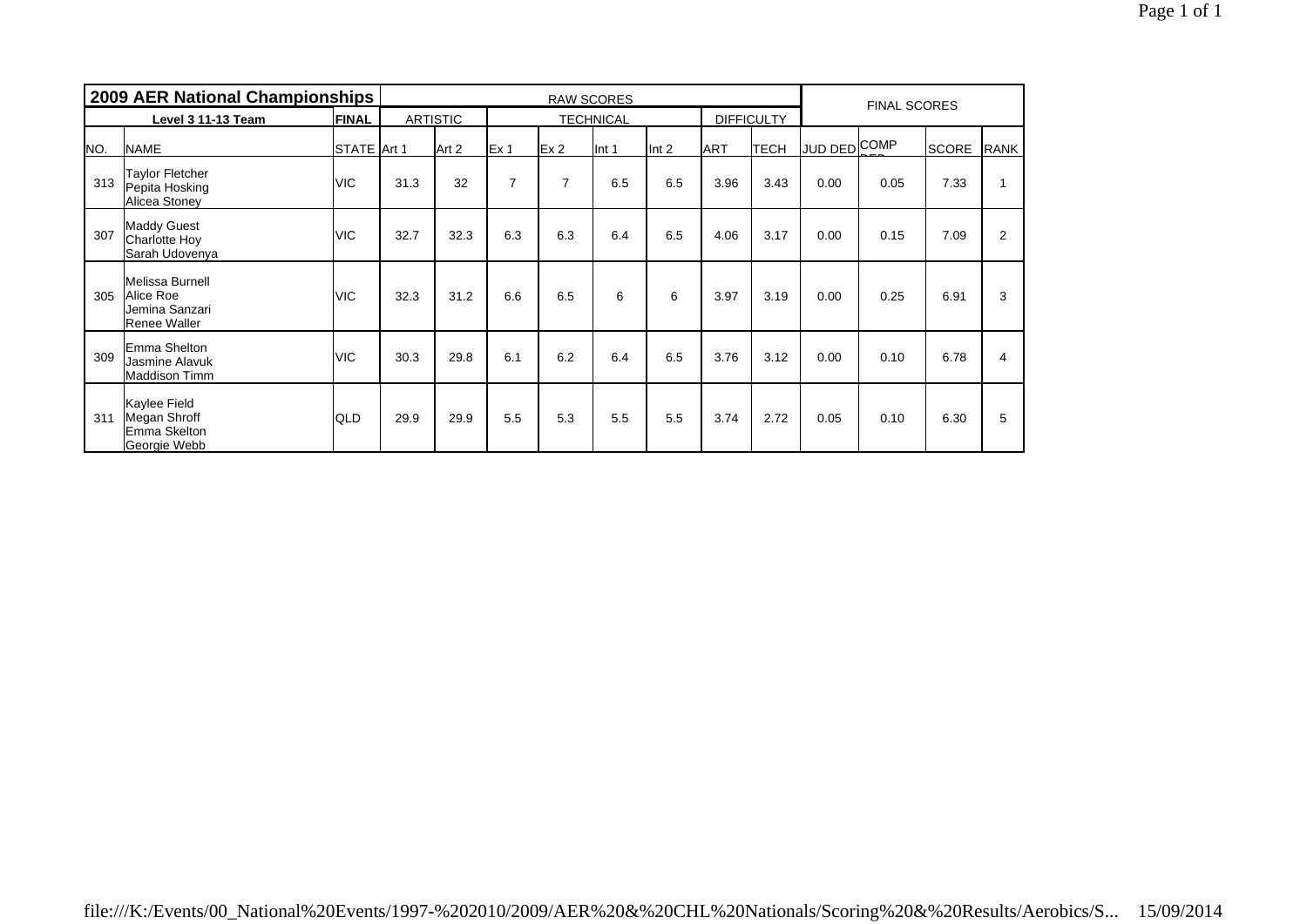| 2009 AER National Championships | | | RAW SCORES | | | | | | | | FINAL SCORES | | | |
|---|---|---|---|---|---|---|---|---|---|---|---|---|---|---|
| Level 3 11-13 Team | | FINAL | ARTISTIC | | TECHNICAL | | | | DIFFICULTY | | | | | |
| NO. | NAME | STATE | Art 1 | Art 2 | Ex 1 | Ex 2 | Int 1 | Int 2 | ART | TECH | JUD DED | COMP DED | SCORE | RANK |
| 313 | Taylor Fletcher<br>Pepita Hosking<br>Alicea Stoney | VIC | 31.3 | 32 | 7 | 7 | 6.5 | 6.5 | 3.96 | 3.43 | 0.00 | 0.05 | 7.33 | 1 |
| 307 | Maddy Guest<br>Charlotte Hoy<br>Sarah Udovenya | VIC | 32.7 | 32.3 | 6.3 | 6.3 | 6.4 | 6.5 | 4.06 | 3.17 | 0.00 | 0.15 | 7.09 | 2 |
| 305 | Melissa Burnell<br>Alice Roe<br>Jemina Sanzari<br>Renee Waller | VIC | 32.3 | 31.2 | 6.6 | 6.5 | 6 | 6 | 3.97 | 3.19 | 0.00 | 0.25 | 6.91 | 3 |
| 309 | Emma Shelton<br>Jasmine Alavuk<br>Maddison Timm | VIC | 30.3 | 29.8 | 6.1 | 6.2 | 6.4 | 6.5 | 3.76 | 3.12 | 0.00 | 0.10 | 6.78 | 4 |
| 311 | Kaylee Field<br>Megan Shroff<br>Emma Skelton<br>Georgie Webb | QLD | 29.9 | 29.9 | 5.5 | 5.3 | 5.5 | 5.5 | 3.74 | 2.72 | 0.05 | 0.10 | 6.30 | 5 |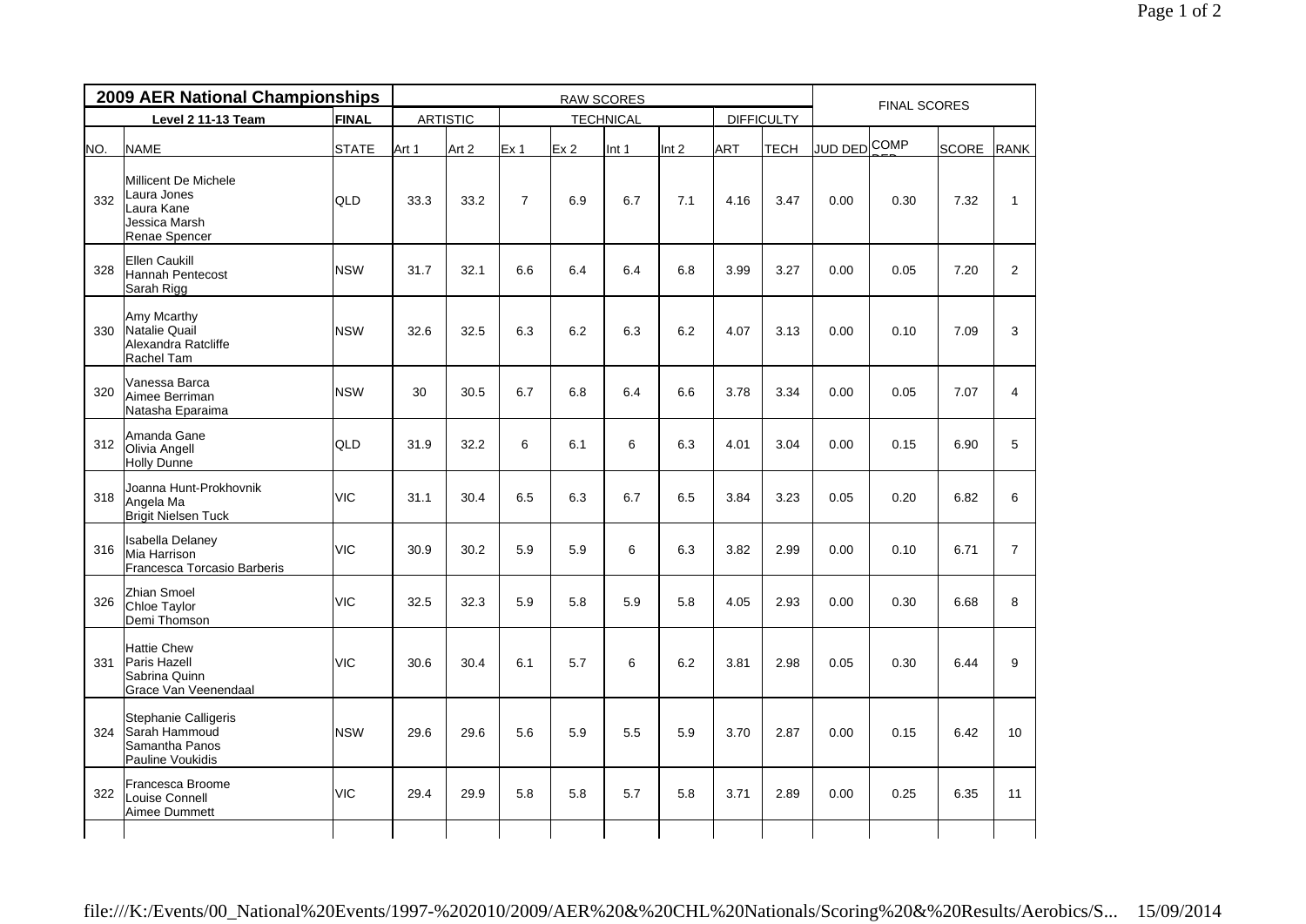| 2009 AER National Championships | | | RAW SCORES | | | | | | | | FINAL SCORES | | | |
|---|---|---|---|---|---|---|---|---|---|---|---|---|---|---|
| Level 2 11-13 Team | | FINAL | ARTISTIC | | TECHNICAL | | | | DIFFICULTY | | | | | |
| NO. | NAME | STATE | Art 1 | Art 2 | Ex 1 | Ex 2 | Int 1 | Int 2 | ART | TECH | JUD DED | COMP DED | SCORE | RANK |
| 332 | Millicent De Michele<br>Laura Jones<br>Laura Kane<br>Jessica Marsh<br>Renae Spencer | QLD | 33.3 | 33.2 | 7 | 6.9 | 6.7 | 7.1 | 4.16 | 3.47 | 0.00 | 0.30 | 7.32 | 1 |
| 328 | Ellen Caukill<br>Hannah Pentecost<br>Sarah Rigg | NSW | 31.7 | 32.1 | 6.6 | 6.4 | 6.4 | 6.8 | 3.99 | 3.27 | 0.00 | 0.05 | 7.20 | 2 |
| 330 | Amy Mcarthy<br>Natalie Quail<br>Alexandra Ratcliffe<br>Rachel Tam | NSW | 32.6 | 32.5 | 6.3 | 6.2 | 6.3 | 6.2 | 4.07 | 3.13 | 0.00 | 0.10 | 7.09 | 3 |
| 320 | Vanessa Barca<br>Aimee Berriman<br>Natasha Eparaima | NSW | 30 | 30.5 | 6.7 | 6.8 | 6.4 | 6.6 | 3.78 | 3.34 | 0.00 | 0.05 | 7.07 | 4 |
| 312 | Amanda Gane<br>Olivia Angell<br>Holly Dunne | QLD | 31.9 | 32.2 | 6 | 6.1 | 6 | 6.3 | 4.01 | 3.04 | 0.00 | 0.15 | 6.90 | 5 |
| 318 | Joanna Hunt-Prokhovnik<br>Angela Ma<br>Brigit Nielsen Tuck | VIC | 31.1 | 30.4 | 6.5 | 6.3 | 6.7 | 6.5 | 3.84 | 3.23 | 0.05 | 0.20 | 6.82 | 6 |
| 316 | Isabella Delaney<br>Mia Harrison<br>Francesca Torcasio Barberis | VIC | 30.9 | 30.2 | 5.9 | 5.9 | 6 | 6.3 | 3.82 | 2.99 | 0.00 | 0.10 | 6.71 | 7 |
| 326 | Zhian Smoel<br>Chloe Taylor<br>Demi Thomson | VIC | 32.5 | 32.3 | 5.9 | 5.8 | 5.9 | 5.8 | 4.05 | 2.93 | 0.00 | 0.30 | 6.68 | 8 |
| 331 | Hattie Chew<br>Paris Hazell<br>Sabrina Quinn<br>Grace Van Veenendaal | VIC | 30.6 | 30.4 | 6.1 | 5.7 | 6 | 6.2 | 3.81 | 2.98 | 0.05 | 0.30 | 6.44 | 9 |
| 324 | Stephanie Calligeris<br>Sarah Hammoud<br>Samantha Panos<br>Pauline Voukidis | NSW | 29.6 | 29.6 | 5.6 | 5.9 | 5.5 | 5.9 | 3.70 | 2.87 | 0.00 | 0.15 | 6.42 | 10 |
| 322 | Francesca Broome<br>Louise Connell<br>Aimee Dummett | VIC | 29.4 | 29.9 | 5.8 | 5.8 | 5.7 | 5.8 | 3.71 | 2.89 | 0.00 | 0.25 | 6.35 | 11 |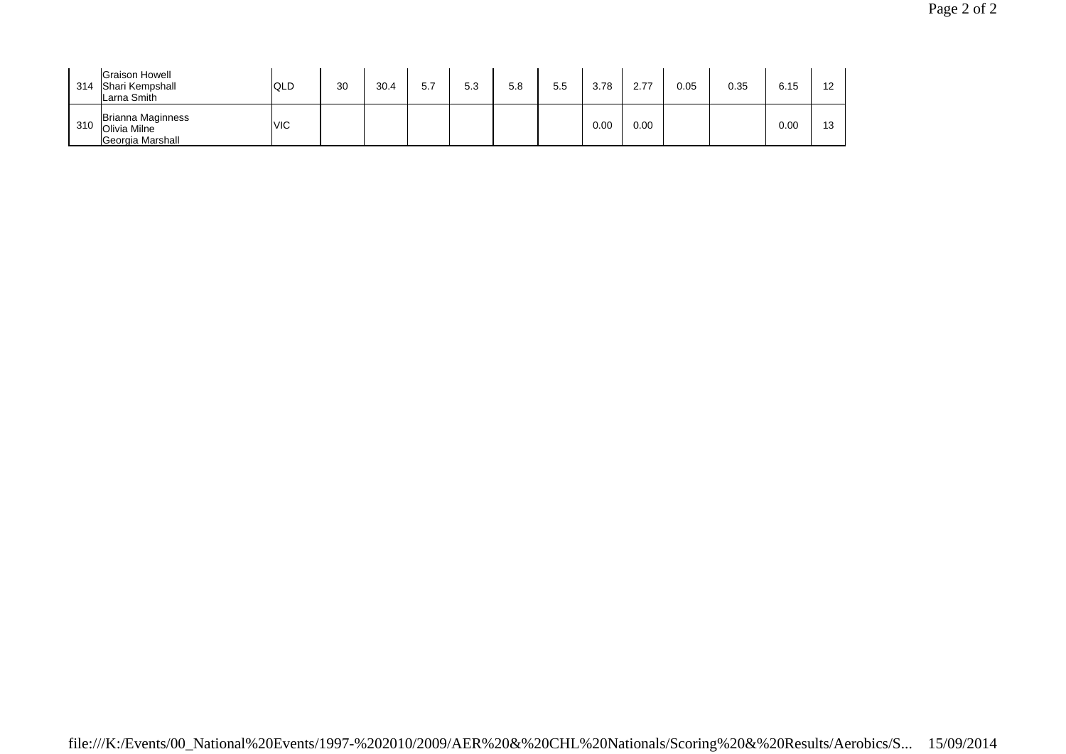| | | | | | | | | | | | | | | |
|---|---|---|---|---|---|---|---|---|---|---|---|---|---|---|
| 314 | Graison Howell<br>Shari Kempshall<br>Larna Smith | QLD | 30 | 30.4 | 5.7 | 5.3 | 5.8 | 5.5 | 3.78 | 2.77 | 0.05 | 0.35 | 6.15 | 12 |
| 310 | Brianna Maginness<br>Olivia Milne<br>Georgia Marshall | VIC | | | | | | | 0.00 | 0.00 | | | 0.00 | 13 |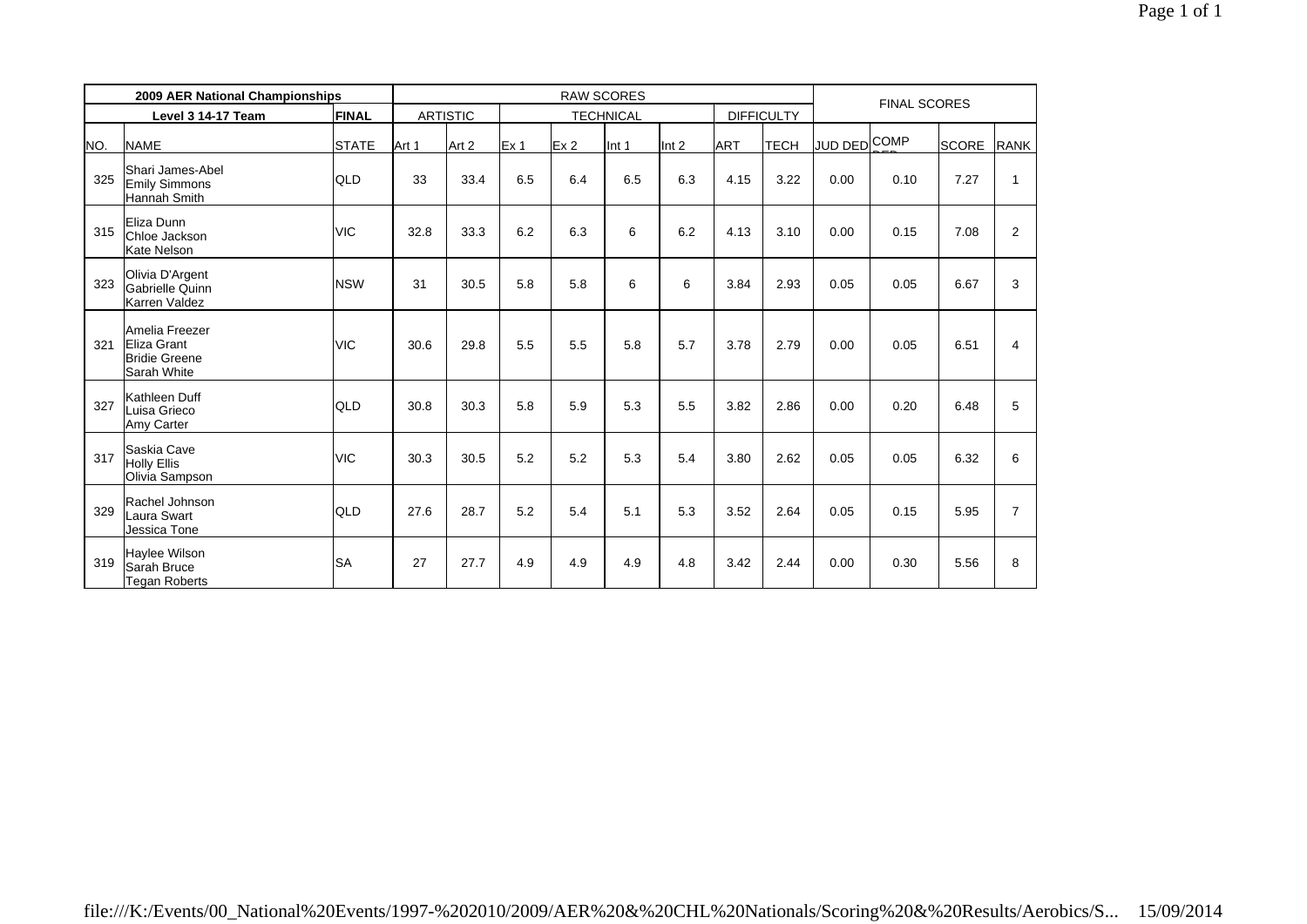| 2009 AER National Championships | | | RAW SCORES | | | | | | | | FINAL SCORES | | | |
|---|---|---|---|---|---|---|---|---|---|---|---|---|---|---|
| Level 3 14-17 Team | | FINAL | ARTISTIC | | TECHNICAL | | | | DIFFICULTY | | | | | |
| NO. | NAME | STATE | Art 1 | Art 2 | Ex 1 | Ex 2 | Int 1 | Int 2 | ART | TECH | JUD DED | COMP DED | SCORE | RANK |
| 325 | Shari James-Abel<br>Emily Simmons<br>Hannah Smith | QLD | 33 | 33.4 | 6.5 | 6.4 | 6.5 | 6.3 | 4.15 | 3.22 | 0.00 | 0.10 | 7.27 | 1 |
| 315 | Eliza Dunn<br>Chloe Jackson<br>Kate Nelson | VIC | 32.8 | 33.3 | 6.2 | 6.3 | 6 | 6.2 | 4.13 | 3.10 | 0.00 | 0.15 | 7.08 | 2 |
| 323 | Olivia D'Argent<br>Gabrielle Quinn<br>Karren Valdez | NSW | 31 | 30.5 | 5.8 | 5.8 | 6 | 6 | 3.84 | 2.93 | 0.05 | 0.05 | 6.67 | 3 |
| 321 | Amelia Freezer<br>Eliza Grant<br>Bridie Greene<br>Sarah White | VIC | 30.6 | 29.8 | 5.5 | 5.5 | 5.8 | 5.7 | 3.78 | 2.79 | 0.00 | 0.05 | 6.51 | 4 |
| 327 | Kathleen Duff<br>Luisa Grieco<br>Amy Carter | QLD | 30.8 | 30.3 | 5.8 | 5.9 | 5.3 | 5.5 | 3.82 | 2.86 | 0.00 | 0.20 | 6.48 | 5 |
| 317 | Saskia Cave<br>Holly Ellis<br>Olivia Sampson | VIC | 30.3 | 30.5 | 5.2 | 5.2 | 5.3 | 5.4 | 3.80 | 2.62 | 0.05 | 0.05 | 6.32 | 6 |
| 329 | Rachel Johnson<br>Laura Swart<br>Jessica Tone | QLD | 27.6 | 28.7 | 5.2 | 5.4 | 5.1 | 5.3 | 3.52 | 2.64 | 0.05 | 0.15 | 5.95 | 7 |
| 319 | Haylee Wilson<br>Sarah Bruce<br>Tegan Roberts | SA | 27 | 27.7 | 4.9 | 4.9 | 4.9 | 4.8 | 3.42 | 2.44 | 0.00 | 0.30 | 5.56 | 8 |